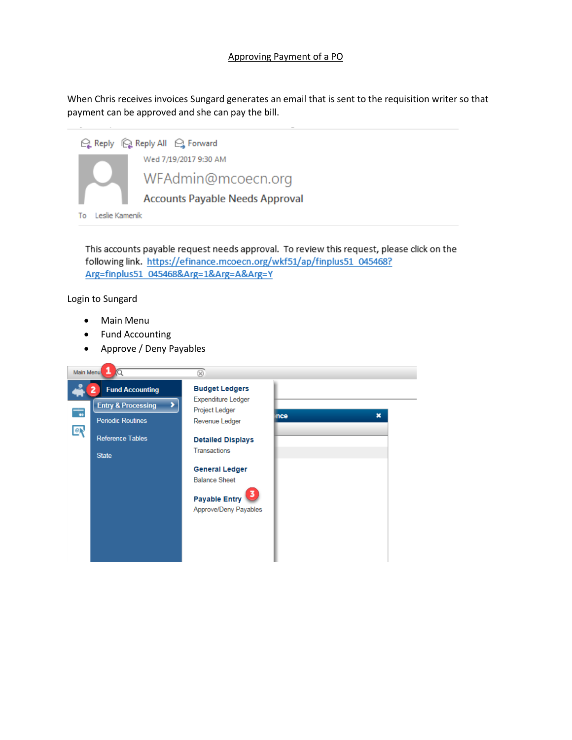# Approving Payment of a PO

When Chris receives invoices Sungard generates an email that is sent to the requisition writer so that payment can be approved and she can pay the bill.

Reply Reply All Forward

Wed 7/19/2017 9:30 AM

WFAdmin@mcoecn.org

Accounts Payable Needs Approval

To Leslie Kamenik

This accounts payable request needs approval. To review this request, please click on the following link. https://efinance.mcoecn.org/wkf51/ap/finplus51_045468?Arg=finplus51_045468&Arg=1&Arg=A&Arg=Y

Login to Sungard

- Main Menu
- Fund Accounting
- Approve / Deny Payables

Main Menu 1

2 Fund Accounting

Entry & Processing

Periodic Routines

Reference Tables

State

**Budget Ledgers**
Expenditure Ledger
Project Ledger
Revenue Ledger

**Detailed Displays**
Transactions

**General Ledger**
Balance Sheet

**Payable Entry** 3
Approve/Deny Payables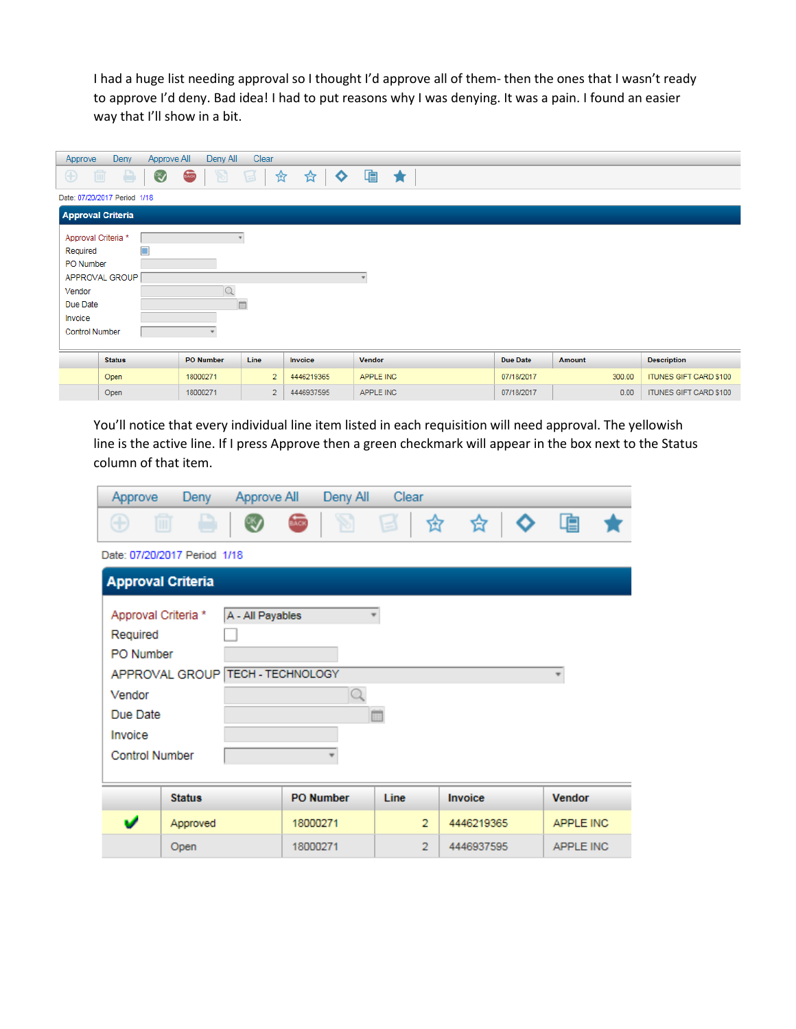I had a huge list needing approval so I thought I'd approve all of them- then the ones that I wasn't ready to approve I'd deny. Bad idea! I had to put reasons why I was denying. It was a pain. I found an easier way that I'll show in a bit.

Approve Deny Approve All Deny All Clear

Date: 07/20/2017 Period 1/18

**Approval Criteria**

Approval Criteria *
Required
PO Number
APPROVAL GROUP
Vendor
Due Date
Invoice
Control Number

| | Status | PO Number | Line | Invoice | Vendor | Due Date | Amount | Description |
|---|---|---|---|---|---|---|---|---|
| | Open | 18000271 | 2 | 4446219365 | APPLE INC | 07/18/2017 | 300.00 | ITUNES GIFT CARD $100 |
| | Open | 18000271 | 2 | 4446937595 | APPLE INC | 07/18/2017 | 0.00 | ITUNES GIFT CARD $100 |

You'll notice that every individual line item listed in each requisition will need approval. The yellowish line is the active line. If I press Approve then a green checkmark will appear in the box next to the Status column of that item.

Approve Deny Approve All Deny All Clear

Date: 07/20/2017 Period 1/18

**Approval Criteria**

Approval Criteria * A - All Payables
Required
PO Number
APPROVAL GROUP TECH - TECHNOLOGY
Vendor
Due Date
Invoice
Control Number

| | Status | PO Number | Line | Invoice | Vendor |
|---|---|---|---|---|---|
| ✔ | Approved | 18000271 | 2 | 4446219365 | APPLE INC |
| | Open | 18000271 | 2 | 4446937595 | APPLE INC |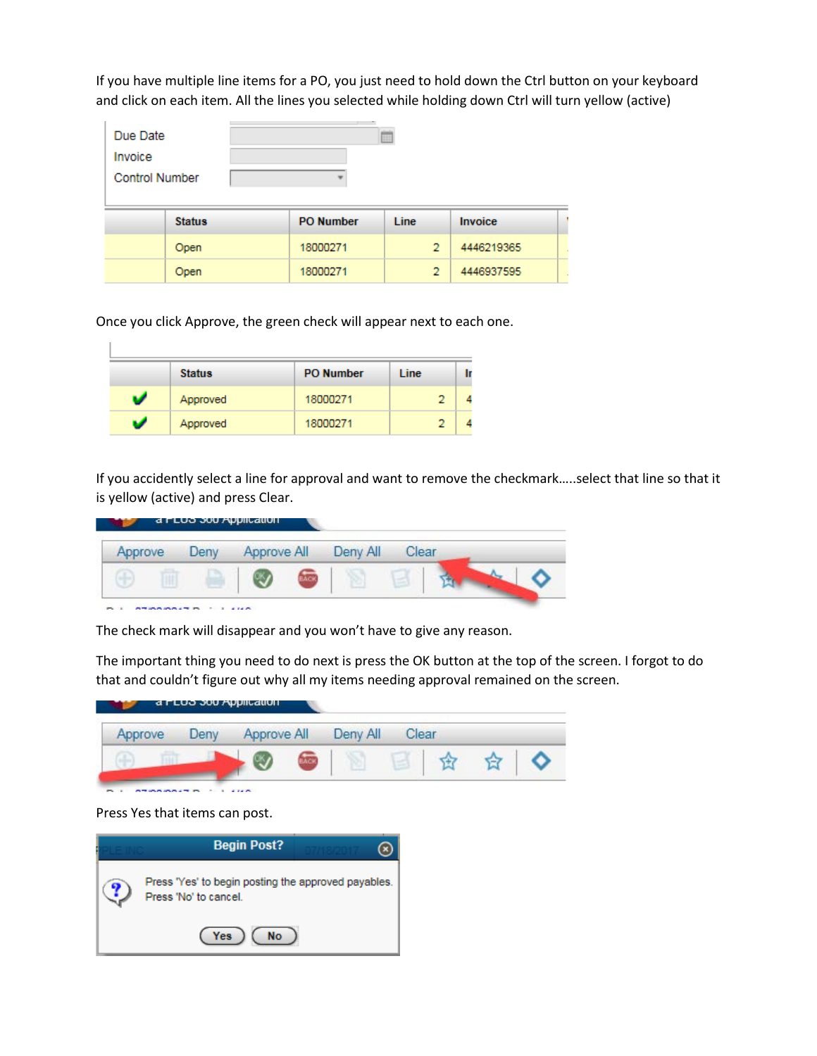If you have multiple line items for a PO, you just need to hold down the Ctrl button on your keyboard and click on each item. All the lines you selected while holding down Ctrl will turn yellow (active)

Due Date

Invoice

Control Number

| | Status | PO Number | Line | Invoice |
|---|---|---|---|---|
| | Open | 18000271 | 2 | 4446219365 |
| | Open | 18000271 | 2 | 4446937595 |

Once you click Approve, the green check will appear next to each one.

| | Status | PO Number | Line | In |
|---|---|---|---|---|
| ✔ | Approved | 18000271 | 2 | 4 |
| ✔ | Approved | 18000271 | 2 | 4 |

If you accidently select a line for approval and want to remove the checkmark…..select that line so that it is yellow (active) and press Clear.

Approve Deny Approve All Deny All Clear

The check mark will disappear and you won't have to give any reason.

The important thing you need to do next is press the OK button at the top of the screen. I forgot to do that and couldn't figure out why all my items needing approval remained on the screen.

Approve Deny Approve All Deny All Clear

Press Yes that items can post.

**Begin Post?**

Press 'Yes' to begin posting the approved payables.
Press 'No' to cancel.

Yes No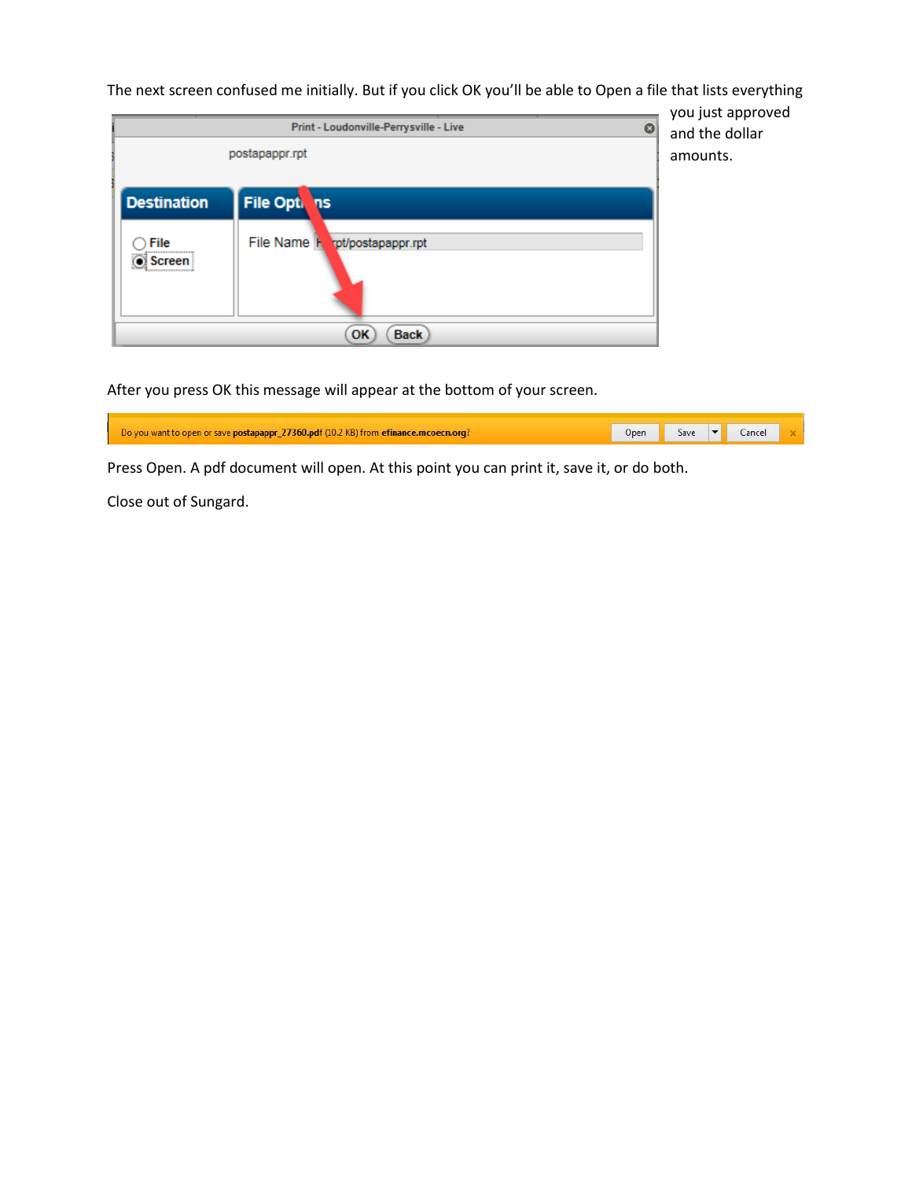The next screen confused me initially. But if you click OK you'll be able to Open a file that lists everything you just approved and the dollar amounts.

After you press OK this message will appear at the bottom of your screen.

Press Open. A pdf document will open. At this point you can print it, save it, or do both.

Close out of Sungard.